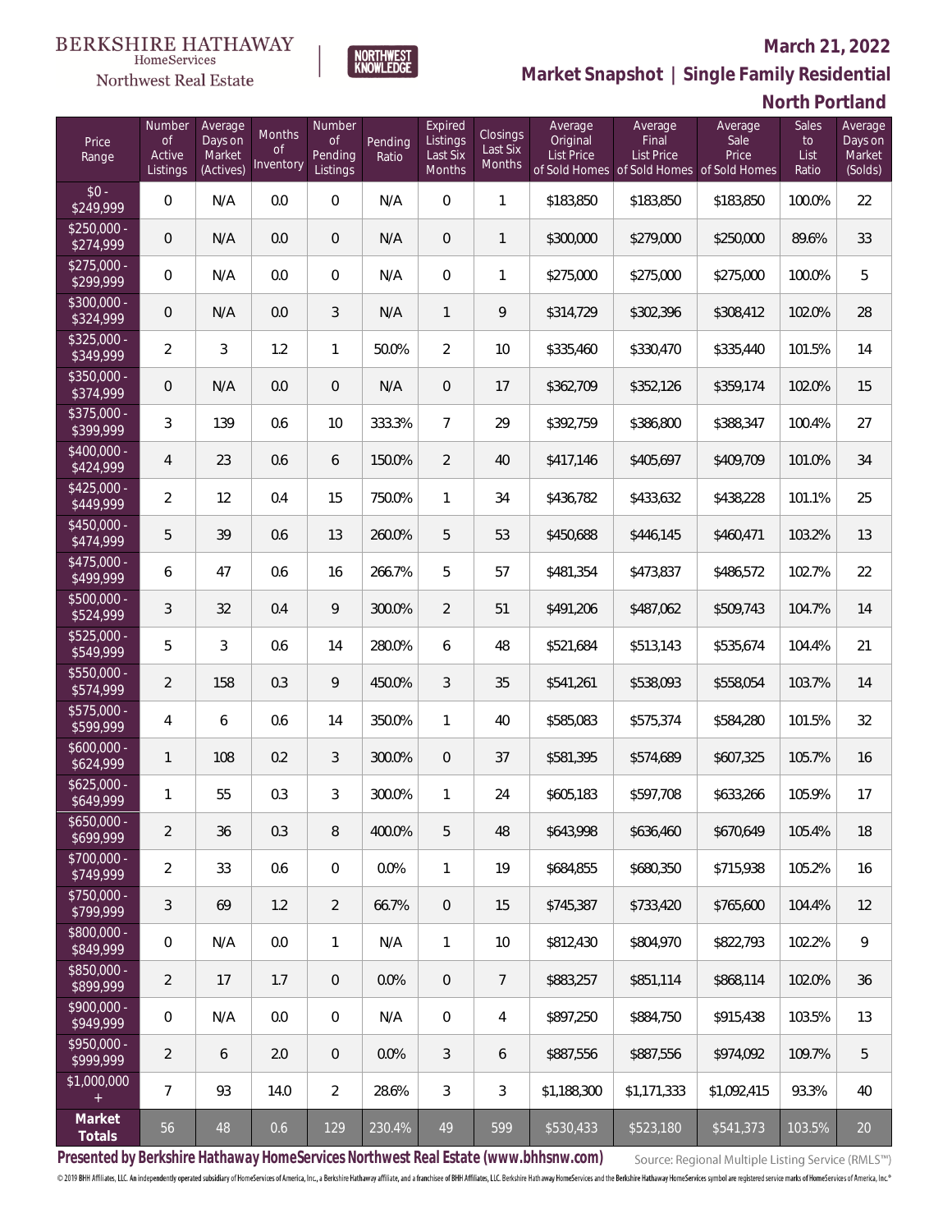BERKSHIRE HATHAWAY HomeServices Northwest Real Estate

NORTHWEST KNOWLEDGE

**March 21, 2022**

**Market Snapshot | Single Family Residential**

**North Portland**

| Price Range | Number of Active Listings | Average Days on Market (Actives) | Months of Inventory | Number of Pending Listings | Pending Ratio | Expired Listings Last Six Months | Closings Last Six Months | Average Original List Price of Sold Homes | Average Final List Price of Sold Homes | Average Sale Price of Sold Homes | Sales to List Ratio | Average Days on Market (Solds) |
|---|---|---|---|---|---|---|---|---|---|---|---|---|
| $0 - $249,999 | 0 | N/A | 0.0 | 0 | N/A | 0 | 1 | $183,850 | $183,850 | $183,850 | 100.0% | 22 |
| $250,000 - $274,999 | 0 | N/A | 0.0 | 0 | N/A | 0 | 1 | $300,000 | $279,000 | $250,000 | 89.6% | 33 |
| $275,000 - $299,999 | 0 | N/A | 0.0 | 0 | N/A | 0 | 1 | $275,000 | $275,000 | $275,000 | 100.0% | 5 |
| $300,000 - $324,999 | 0 | N/A | 0.0 | 3 | N/A | 1 | 9 | $314,729 | $302,396 | $308,412 | 102.0% | 28 |
| $325,000 - $349,999 | 2 | 3 | 1.2 | 1 | 50.0% | 2 | 10 | $335,460 | $330,470 | $335,440 | 101.5% | 14 |
| $350,000 - $374,999 | 0 | N/A | 0.0 | 0 | N/A | 0 | 17 | $362,709 | $352,126 | $359,174 | 102.0% | 15 |
| $375,000 - $399,999 | 3 | 139 | 0.6 | 10 | 333.3% | 7 | 29 | $392,759 | $386,800 | $388,347 | 100.4% | 27 |
| $400,000 - $424,999 | 4 | 23 | 0.6 | 6 | 150.0% | 2 | 40 | $417,146 | $405,697 | $409,709 | 101.0% | 34 |
| $425,000 - $449,999 | 2 | 12 | 0.4 | 15 | 750.0% | 1 | 34 | $436,782 | $433,632 | $438,228 | 101.1% | 25 |
| $450,000 - $474,999 | 5 | 39 | 0.6 | 13 | 260.0% | 5 | 53 | $450,688 | $446,145 | $460,471 | 103.2% | 13 |
| $475,000 - $499,999 | 6 | 47 | 0.6 | 16 | 266.7% | 5 | 57 | $481,354 | $473,837 | $486,572 | 102.7% | 22 |
| $500,000 - $524,999 | 3 | 32 | 0.4 | 9 | 300.0% | 2 | 51 | $491,206 | $487,062 | $509,743 | 104.7% | 14 |
| $525,000 - $549,999 | 5 | 3 | 0.6 | 14 | 280.0% | 6 | 48 | $521,684 | $513,143 | $535,674 | 104.4% | 21 |
| $550,000 - $574,999 | 2 | 158 | 0.3 | 9 | 450.0% | 3 | 35 | $541,261 | $538,093 | $558,054 | 103.7% | 14 |
| $575,000 - $599,999 | 4 | 6 | 0.6 | 14 | 350.0% | 1 | 40 | $585,083 | $575,374 | $584,280 | 101.5% | 32 |
| $600,000 - $624,999 | 1 | 108 | 0.2 | 3 | 300.0% | 0 | 37 | $581,395 | $574,689 | $607,325 | 105.7% | 16 |
| $625,000 - $649,999 | 1 | 55 | 0.3 | 3 | 300.0% | 1 | 24 | $605,183 | $597,708 | $633,266 | 105.9% | 17 |
| $650,000 - $699,999 | 2 | 36 | 0.3 | 8 | 400.0% | 5 | 48 | $643,998 | $636,460 | $670,649 | 105.4% | 18 |
| $700,000 - $749,999 | 2 | 33 | 0.6 | 0 | 0.0% | 1 | 19 | $684,855 | $680,350 | $715,938 | 105.2% | 16 |
| $750,000 - $799,999 | 3 | 69 | 1.2 | 2 | 66.7% | 0 | 15 | $745,387 | $733,420 | $765,600 | 104.4% | 12 |
| $800,000 - $849,999 | 0 | N/A | 0.0 | 1 | N/A | 1 | 10 | $812,430 | $804,970 | $822,793 | 102.2% | 9 |
| $850,000 - $899,999 | 2 | 17 | 1.7 | 0 | 0.0% | 0 | 7 | $883,257 | $851,114 | $868,114 | 102.0% | 36 |
| $900,000 - $949,999 | 0 | N/A | 0.0 | 0 | N/A | 0 | 4 | $897,250 | $884,750 | $915,438 | 103.5% | 13 |
| $950,000 - $999,999 | 2 | 6 | 2.0 | 0 | 0.0% | 3 | 6 | $887,556 | $887,556 | $974,092 | 109.7% | 5 |
| $1,000,000 + | 7 | 93 | 14.0 | 2 | 28.6% | 3 | 3 | $1,188,300 | $1,171,333 | $1,092,415 | 93.3% | 40 |
| **Market Totals** | 56 | 48 | 0.6 | 129 | 230.4% | 49 | 599 | $530,433 | $523,180 | $541,373 | 103.5% | 20 |

**Presented by Berkshire Hathaway HomeServices Northwest Real Estate (www.bhhsnw.com)**

Source: Regional Multiple Listing Service (RMLS™)

© 2019 BHH Affiliates, LLC. An independently operated subsidiary of HomeServices of America, Inc., a Berkshire Hathaway affiliate, and a franchisee of BHH Affiliates, LLC. Berkshire Hathaway HomeServices and the Berkshire Hathaway HomeServices symbol are registered service marks of HomeServices of America, Inc.®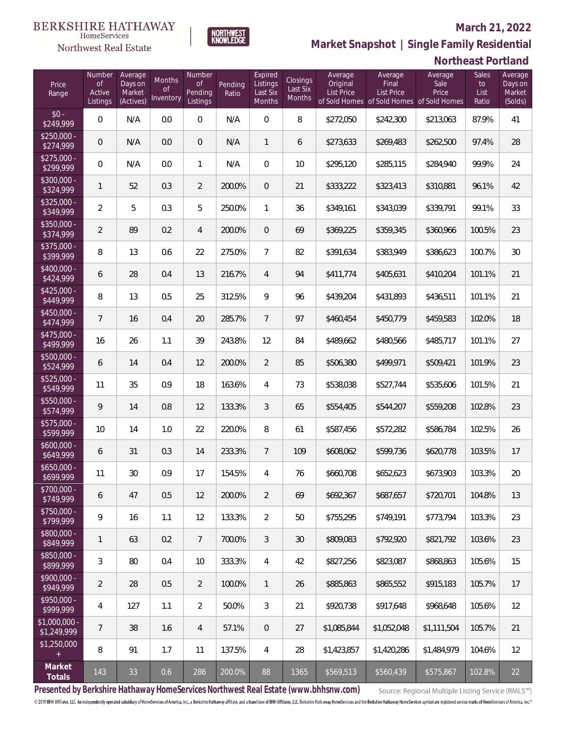BERKSHIRE HATHAWAY HomeServices Northwest Real Estate

NORTHWEST KNOWLEDGE

## March 21, 2022

## Market Snapshot | Single Family Residential

## Northeast Portland

| Price Range | Number of Active Listings | Average Days on Market (Actives) | Months of Inventory | Number of Pending Listings | Pending Ratio | Expired Listings Last Six Months | Closings Last Six Months | Average Original List Price of Sold Homes | Average Final List Price of Sold Homes | Average Sale Price of Sold Homes | Sales to List Ratio | Average Days on Market (Solds) |
|---|---|---|---|---|---|---|---|---|---|---|---|---|
| $0 - $249,999 | 0 | N/A | 0.0 | 0 | N/A | 0 | 8 | $272,050 | $242,300 | $213,063 | 87.9% | 41 |
| $250,000 - $274,999 | 0 | N/A | 0.0 | 0 | N/A | 1 | 6 | $273,633 | $269,483 | $262,500 | 97.4% | 28 |
| $275,000 - $299,999 | 0 | N/A | 0.0 | 1 | N/A | 0 | 10 | $295,120 | $285,115 | $284,940 | 99.9% | 24 |
| $300,000 - $324,999 | 1 | 52 | 0.3 | 2 | 200.0% | 0 | 21 | $333,222 | $323,413 | $310,881 | 96.1% | 42 |
| $325,000 - $349,999 | 2 | 5 | 0.3 | 5 | 250.0% | 1 | 36 | $349,161 | $343,039 | $339,791 | 99.1% | 33 |
| $350,000 - $374,999 | 2 | 89 | 0.2 | 4 | 200.0% | 0 | 69 | $369,225 | $359,345 | $360,966 | 100.5% | 23 |
| $375,000 - $399,999 | 8 | 13 | 0.6 | 22 | 275.0% | 7 | 82 | $391,634 | $383,949 | $386,623 | 100.7% | 30 |
| $400,000 - $424,999 | 6 | 28 | 0.4 | 13 | 216.7% | 4 | 94 | $411,774 | $405,631 | $410,204 | 101.1% | 21 |
| $425,000 - $449,999 | 8 | 13 | 0.5 | 25 | 312.5% | 9 | 96 | $439,204 | $431,893 | $436,511 | 101.1% | 21 |
| $450,000 - $474,999 | 7 | 16 | 0.4 | 20 | 285.7% | 7 | 97 | $460,454 | $450,779 | $459,583 | 102.0% | 18 |
| $475,000 - $499,999 | 16 | 26 | 1.1 | 39 | 243.8% | 12 | 84 | $489,662 | $480,566 | $485,717 | 101.1% | 27 |
| $500,000 - $524,999 | 6 | 14 | 0.4 | 12 | 200.0% | 2 | 85 | $506,380 | $499,971 | $509,421 | 101.9% | 23 |
| $525,000 - $549,999 | 11 | 35 | 0.9 | 18 | 163.6% | 4 | 73 | $538,038 | $527,744 | $535,606 | 101.5% | 21 |
| $550,000 - $574,999 | 9 | 14 | 0.8 | 12 | 133.3% | 3 | 65 | $554,405 | $544,207 | $559,208 | 102.8% | 23 |
| $575,000 - $599,999 | 10 | 14 | 1.0 | 22 | 220.0% | 8 | 61 | $587,456 | $572,282 | $586,784 | 102.5% | 26 |
| $600,000 - $649,999 | 6 | 31 | 0.3 | 14 | 233.3% | 7 | 109 | $608,062 | $599,736 | $620,778 | 103.5% | 17 |
| $650,000 - $699,999 | 11 | 30 | 0.9 | 17 | 154.5% | 4 | 76 | $660,708 | $652,623 | $673,903 | 103.3% | 20 |
| $700,000 - $749,999 | 6 | 47 | 0.5 | 12 | 200.0% | 2 | 69 | $692,367 | $687,657 | $720,701 | 104.8% | 13 |
| $750,000 - $799,999 | 9 | 16 | 1.1 | 12 | 133.3% | 2 | 50 | $755,295 | $749,191 | $773,794 | 103.3% | 23 |
| $800,000 - $849,999 | 1 | 63 | 0.2 | 7 | 700.0% | 3 | 30 | $809,083 | $792,920 | $821,792 | 103.6% | 23 |
| $850,000 - $899,999 | 3 | 80 | 0.4 | 10 | 333.3% | 4 | 42 | $827,256 | $823,087 | $868,863 | 105.6% | 15 |
| $900,000 - $949,999 | 2 | 28 | 0.5 | 2 | 100.0% | 1 | 26 | $885,863 | $865,552 | $915,183 | 105.7% | 17 |
| $950,000 - $999,999 | 4 | 127 | 1.1 | 2 | 50.0% | 3 | 21 | $920,738 | $917,648 | $968,648 | 105.6% | 12 |
| $1,000,000 - $1,249,999 | 7 | 38 | 1.6 | 4 | 57.1% | 0 | 27 | $1,085,844 | $1,052,048 | $1,111,504 | 105.7% | 21 |
| $1,250,000 + | 8 | 91 | 1.7 | 11 | 137.5% | 4 | 28 | $1,423,857 | $1,420,286 | $1,484,979 | 104.6% | 12 |
| **Market Totals** | 143 | 33 | 0.6 | 286 | 200.0% | 88 | 1365 | $569,513 | $560,439 | $575,867 | 102.8% | 22 |

**Presented by Berkshire Hathaway HomeServices Northwest Real Estate (www.bhhsnw.com)**

Source: Regional Multiple Listing Service (RMLS™)

© 2019 BHH Affiliates, LLC. An independently operated subsidiary of HomeServices of America, Inc., a Berkshire Hathaway affiliate, and a franchisee of BHH Affiliates, LLC. Berkshire Hathaway HomeServices and the Berkshire Hathaway HomeServices symbol are registered service marks of HomeServices of America, Inc.®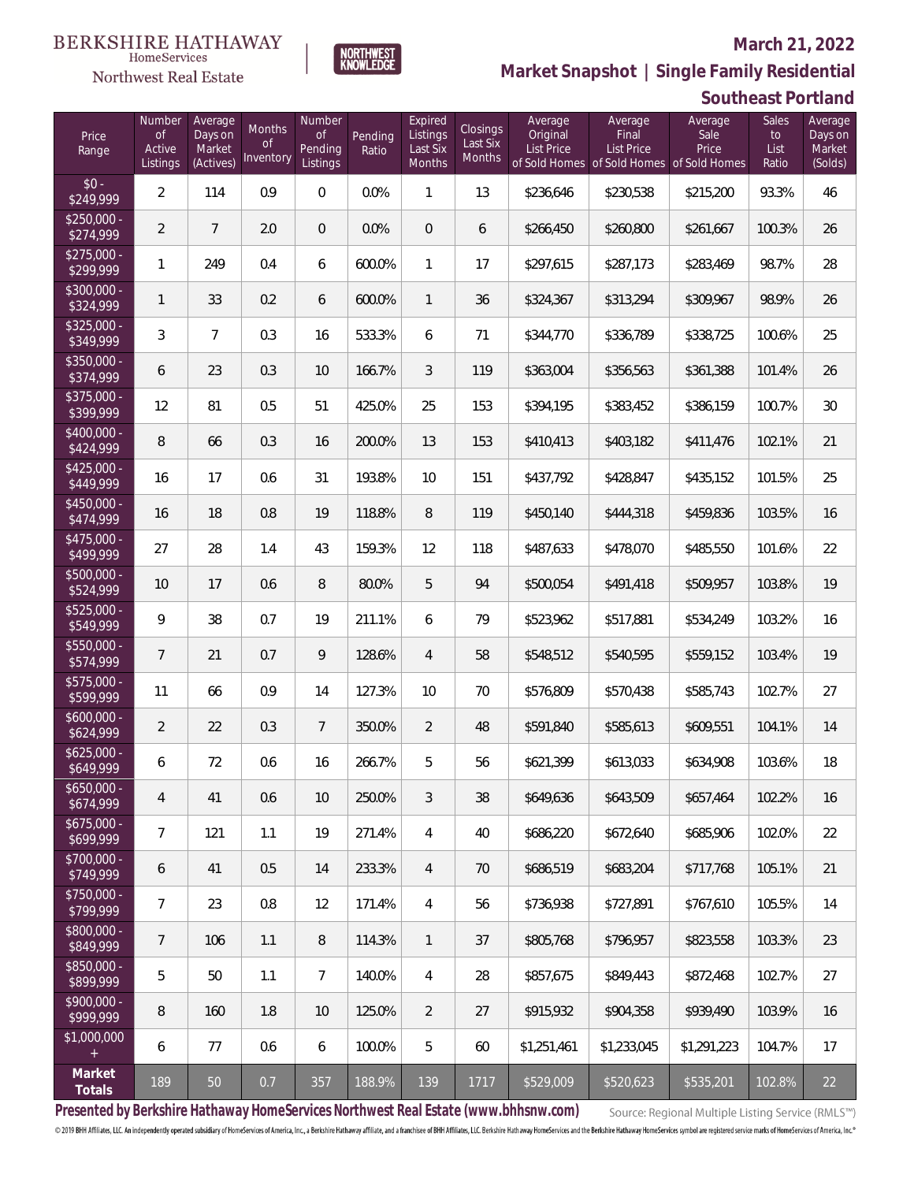BERKSHIRE HATHAWAY HomeServices Northwest Real Estate

NORTHWEST KNOWLEDGE

**March 21, 2022**

## Market Snapshot | Single Family Residential

## Southeast Portland

| Price Range | Number of Active Listings | Average Days on Market (Actives) | Months of Inventory | Number of Pending Listings | Pending Ratio | Expired Listings Last Six Months | Closings Last Six Months | Average Original List Price of Sold Homes | Average Final List Price of Sold Homes | Average Sale Price of Sold Homes | Sales to List Ratio | Average Days on Market (Solds) |
|---|---|---|---|---|---|---|---|---|---|---|---|---|
| $0 - $249,999 | 2 | 114 | 0.9 | 0 | 0.0% | 1 | 13 | $236,646 | $230,538 | $215,200 | 93.3% | 46 |
| $250,000 - $274,999 | 2 | 7 | 2.0 | 0 | 0.0% | 0 | 6 | $266,450 | $260,800 | $261,667 | 100.3% | 26 |
| $275,000 - $299,999 | 1 | 249 | 0.4 | 6 | 600.0% | 1 | 17 | $297,615 | $287,173 | $283,469 | 98.7% | 28 |
| $300,000 - $324,999 | 1 | 33 | 0.2 | 6 | 600.0% | 1 | 36 | $324,367 | $313,294 | $309,967 | 98.9% | 26 |
| $325,000 - $349,999 | 3 | 7 | 0.3 | 16 | 533.3% | 6 | 71 | $344,770 | $336,789 | $338,725 | 100.6% | 25 |
| $350,000 - $374,999 | 6 | 23 | 0.3 | 10 | 166.7% | 3 | 119 | $363,004 | $356,563 | $361,388 | 101.4% | 26 |
| $375,000 - $399,999 | 12 | 81 | 0.5 | 51 | 425.0% | 25 | 153 | $394,195 | $383,452 | $386,159 | 100.7% | 30 |
| $400,000 - $424,999 | 8 | 66 | 0.3 | 16 | 200.0% | 13 | 153 | $410,413 | $403,182 | $411,476 | 102.1% | 21 |
| $425,000 - $449,999 | 16 | 17 | 0.6 | 31 | 193.8% | 10 | 151 | $437,792 | $428,847 | $435,152 | 101.5% | 25 |
| $450,000 - $474,999 | 16 | 18 | 0.8 | 19 | 118.8% | 8 | 119 | $450,140 | $444,318 | $459,836 | 103.5% | 16 |
| $475,000 - $499,999 | 27 | 28 | 1.4 | 43 | 159.3% | 12 | 118 | $487,633 | $478,070 | $485,550 | 101.6% | 22 |
| $500,000 - $524,999 | 10 | 17 | 0.6 | 8 | 80.0% | 5 | 94 | $500,054 | $491,418 | $509,957 | 103.8% | 19 |
| $525,000 - $549,999 | 9 | 38 | 0.7 | 19 | 211.1% | 6 | 79 | $523,962 | $517,881 | $534,249 | 103.2% | 16 |
| $550,000 - $574,999 | 7 | 21 | 0.7 | 9 | 128.6% | 4 | 58 | $548,512 | $540,595 | $559,152 | 103.4% | 19 |
| $575,000 - $599,999 | 11 | 66 | 0.9 | 14 | 127.3% | 10 | 70 | $576,809 | $570,438 | $585,743 | 102.7% | 27 |
| $600,000 - $624,999 | 2 | 22 | 0.3 | 7 | 350.0% | 2 | 48 | $591,840 | $585,613 | $609,551 | 104.1% | 14 |
| $625,000 - $649,999 | 6 | 72 | 0.6 | 16 | 266.7% | 5 | 56 | $621,399 | $613,033 | $634,908 | 103.6% | 18 |
| $650,000 - $674,999 | 4 | 41 | 0.6 | 10 | 250.0% | 3 | 38 | $649,636 | $643,509 | $657,464 | 102.2% | 16 |
| $675,000 - $699,999 | 7 | 121 | 1.1 | 19 | 271.4% | 4 | 40 | $686,220 | $672,640 | $685,906 | 102.0% | 22 |
| $700,000 - $749,999 | 6 | 41 | 0.5 | 14 | 233.3% | 4 | 70 | $686,519 | $683,204 | $717,768 | 105.1% | 21 |
| $750,000 - $799,999 | 7 | 23 | 0.8 | 12 | 171.4% | 4 | 56 | $736,938 | $727,891 | $767,610 | 105.5% | 14 |
| $800,000 - $849,999 | 7 | 106 | 1.1 | 8 | 114.3% | 1 | 37 | $805,768 | $796,957 | $823,558 | 103.3% | 23 |
| $850,000 - $899,999 | 5 | 50 | 1.1 | 7 | 140.0% | 4 | 28 | $857,675 | $849,443 | $872,468 | 102.7% | 27 |
| $900,000 - $999,999 | 8 | 160 | 1.8 | 10 | 125.0% | 2 | 27 | $915,932 | $904,358 | $939,490 | 103.9% | 16 |
| $1,000,000 + | 6 | 77 | 0.6 | 6 | 100.0% | 5 | 60 | $1,251,461 | $1,233,045 | $1,291,223 | 104.7% | 17 |
| **Market Totals** | 189 | 50 | 0.7 | 357 | 188.9% | 139 | 1717 | $529,009 | $520,623 | $535,201 | 102.8% | 22 |

**Presented by Berkshire Hathaway HomeServices Northwest Real Estate (www.bhhsnw.com)**

Source: Regional Multiple Listing Service (RMLS™)

© 2019 BHH Affiliates, LLC. An independently operated subsidiary of HomeServices of America, Inc., a Berkshire Hathaway affiliate, and a franchisee of BHH Affiliates, LLC. Berkshire Hathaway HomeServices and the Berkshire Hathaway HomeServices symbol are registered service marks of HomeServices of America, Inc.®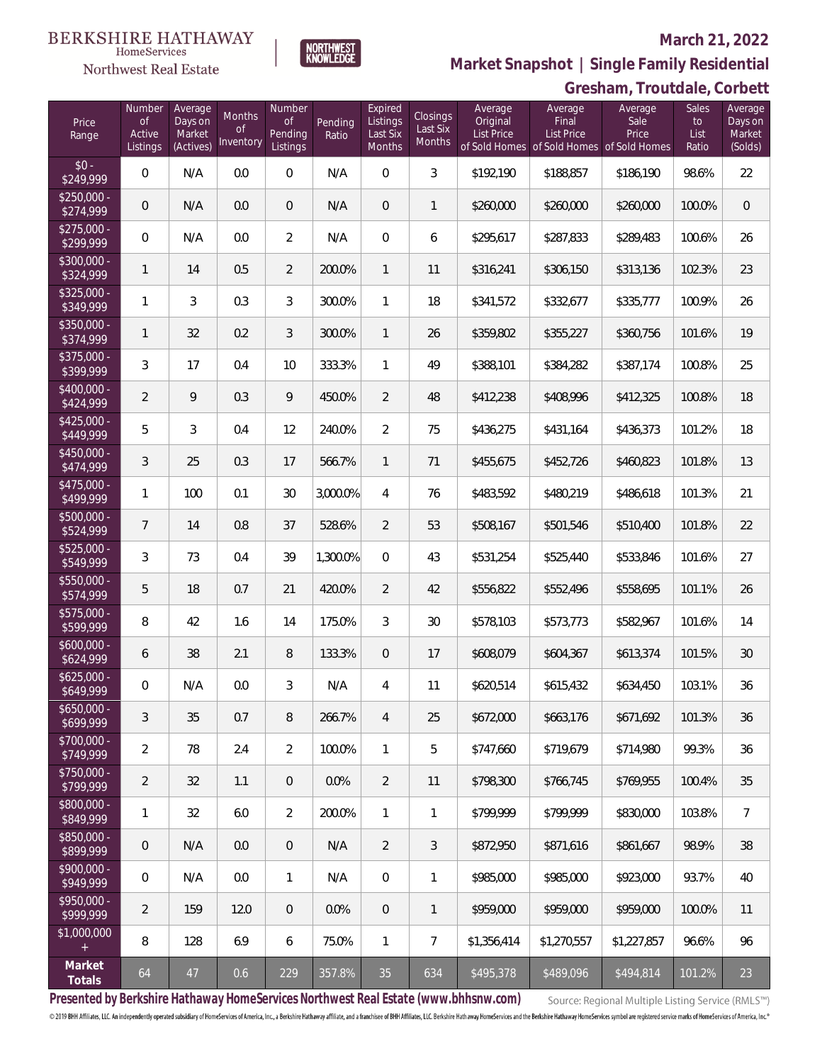BERKSHIRE HATHAWAY HomeServices Northwest Real Estate

NORTHWEST KNOWLEDGE

**March 21, 2022**

## Market Snapshot | Single Family Residential

## Gresham, Troutdale, Corbett

| Price Range | Number of Active Listings | Average Days on Market (Actives) | Months of Inventory | Number of Pending Listings | Pending Ratio | Expired Listings Last Six Months | Closings Last Six Months | Average Original List Price of Sold Homes | Average Final List Price of Sold Homes | Average Sale Price of Sold Homes | Sales to List Ratio | Average Days on Market (Solds) |
|---|---|---|---|---|---|---|---|---|---|---|---|---|
| $0 - $249,999 | 0 | N/A | 0.0 | 0 | N/A | 0 | 3 | $192,190 | $188,857 | $186,190 | 98.6% | 22 |
| $250,000 - $274,999 | 0 | N/A | 0.0 | 0 | N/A | 0 | 1 | $260,000 | $260,000 | $260,000 | 100.0% | 0 |
| $275,000 - $299,999 | 0 | N/A | 0.0 | 2 | N/A | 0 | 6 | $295,617 | $287,833 | $289,483 | 100.6% | 26 |
| $300,000 - $324,999 | 1 | 14 | 0.5 | 2 | 200.0% | 1 | 11 | $316,241 | $306,150 | $313,136 | 102.3% | 23 |
| $325,000 - $349,999 | 1 | 3 | 0.3 | 3 | 300.0% | 1 | 18 | $341,572 | $332,677 | $335,777 | 100.9% | 26 |
| $350,000 - $374,999 | 1 | 32 | 0.2 | 3 | 300.0% | 1 | 26 | $359,802 | $355,227 | $360,756 | 101.6% | 19 |
| $375,000 - $399,999 | 3 | 17 | 0.4 | 10 | 333.3% | 1 | 49 | $388,101 | $384,282 | $387,174 | 100.8% | 25 |
| $400,000 - $424,999 | 2 | 9 | 0.3 | 9 | 450.0% | 2 | 48 | $412,238 | $408,996 | $412,325 | 100.8% | 18 |
| $425,000 - $449,999 | 5 | 3 | 0.4 | 12 | 240.0% | 2 | 75 | $436,275 | $431,164 | $436,373 | 101.2% | 18 |
| $450,000 - $474,999 | 3 | 25 | 0.3 | 17 | 566.7% | 1 | 71 | $455,675 | $452,726 | $460,823 | 101.8% | 13 |
| $475,000 - $499,999 | 1 | 100 | 0.1 | 30 | 3,000.0% | 4 | 76 | $483,592 | $480,219 | $486,618 | 101.3% | 21 |
| $500,000 - $524,999 | 7 | 14 | 0.8 | 37 | 528.6% | 2 | 53 | $508,167 | $501,546 | $510,400 | 101.8% | 22 |
| $525,000 - $549,999 | 3 | 73 | 0.4 | 39 | 1,300.0% | 0 | 43 | $531,254 | $525,440 | $533,846 | 101.6% | 27 |
| $550,000 - $574,999 | 5 | 18 | 0.7 | 21 | 420.0% | 2 | 42 | $556,822 | $552,496 | $558,695 | 101.1% | 26 |
| $575,000 - $599,999 | 8 | 42 | 1.6 | 14 | 175.0% | 3 | 30 | $578,103 | $573,773 | $582,967 | 101.6% | 14 |
| $600,000 - $624,999 | 6 | 38 | 2.1 | 8 | 133.3% | 0 | 17 | $608,079 | $604,367 | $613,374 | 101.5% | 30 |
| $625,000 - $649,999 | 0 | N/A | 0.0 | 3 | N/A | 4 | 11 | $620,514 | $615,432 | $634,450 | 103.1% | 36 |
| $650,000 - $699,999 | 3 | 35 | 0.7 | 8 | 266.7% | 4 | 25 | $672,000 | $663,176 | $671,692 | 101.3% | 36 |
| $700,000 - $749,999 | 2 | 78 | 2.4 | 2 | 100.0% | 1 | 5 | $747,660 | $719,679 | $714,980 | 99.3% | 36 |
| $750,000 - $799,999 | 2 | 32 | 1.1 | 0 | 0.0% | 2 | 11 | $798,300 | $766,745 | $769,955 | 100.4% | 35 |
| $800,000 - $849,999 | 1 | 32 | 6.0 | 2 | 200.0% | 1 | 1 | $799,999 | $799,999 | $830,000 | 103.8% | 7 |
| $850,000 - $899,999 | 0 | N/A | 0.0 | 0 | N/A | 2 | 3 | $872,950 | $871,616 | $861,667 | 98.9% | 38 |
| $900,000 - $949,999 | 0 | N/A | 0.0 | 1 | N/A | 0 | 1 | $985,000 | $985,000 | $923,000 | 93.7% | 40 |
| $950,000 - $999,999 | 2 | 159 | 12.0 | 0 | 0.0% | 0 | 1 | $959,000 | $959,000 | $959,000 | 100.0% | 11 |
| $1,000,000 + | 8 | 128 | 6.9 | 6 | 75.0% | 1 | 7 | $1,356,414 | $1,270,557 | $1,227,857 | 96.6% | 96 |
| **Market Totals** | 64 | 47 | 0.6 | 229 | 357.8% | 35 | 634 | $495,378 | $489,096 | $494,814 | 101.2% | 23 |

**Presented by Berkshire Hathaway HomeServices Northwest Real Estate (www.bhhsnw.com)**

Source: Regional Multiple Listing Service (RMLS™)

© 2019 BHH Affiliates, LLC. An independently operated subsidiary of HomeServices of America, Inc., a Berkshire Hathaway affiliate, and a franchisee of BHH Affiliates, LLC. Berkshire Hathaway HomeServices and the Berkshire Hathaway HomeServices symbol are registered service marks of HomeServices of America, Inc.®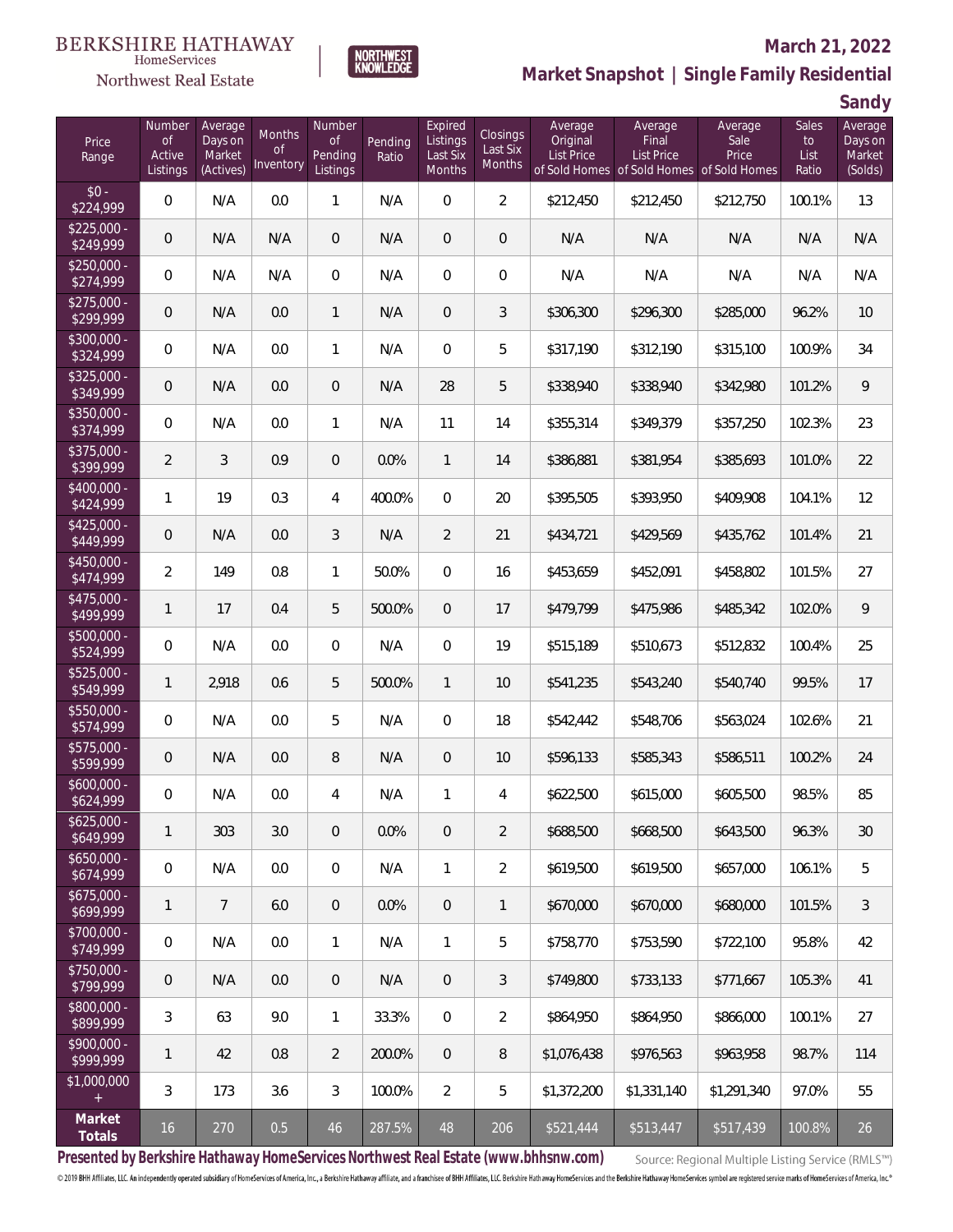BERKSHIRE HATHAWAY HomeServices Northwest Real Estate

NORTHWEST KNOWLEDGE

**March 21, 2022**

**Market Snapshot | Single Family Residential**

**Sandy**

| Price Range | Number of Active Listings | Average Days on Market (Actives) | Months of Inventory | Number of Pending Listings | Pending Ratio | Expired Listings Last Six Months | Closings Last Six Months | Average Original List Price of Sold Homes | Average Final List Price of Sold Homes | Average Sale Price of Sold Homes | Sales to List Ratio | Average Days on Market (Solds) |
|---|---|---|---|---|---|---|---|---|---|---|---|---|
| $0 - $224,999 | 0 | N/A | 0.0 | 1 | N/A | 0 | 2 | $212,450 | $212,450 | $212,750 | 100.1% | 13 |
| $225,000 - $249,999 | 0 | N/A | N/A | 0 | N/A | 0 | 0 | N/A | N/A | N/A | N/A | N/A |
| $250,000 - $274,999 | 0 | N/A | N/A | 0 | N/A | 0 | 0 | N/A | N/A | N/A | N/A | N/A |
| $275,000 - $299,999 | 0 | N/A | 0.0 | 1 | N/A | 0 | 3 | $306,300 | $296,300 | $285,000 | 96.2% | 10 |
| $300,000 - $324,999 | 0 | N/A | 0.0 | 1 | N/A | 0 | 5 | $317,190 | $312,190 | $315,100 | 100.9% | 34 |
| $325,000 - $349,999 | 0 | N/A | 0.0 | 0 | N/A | 28 | 5 | $338,940 | $338,940 | $342,980 | 101.2% | 9 |
| $350,000 - $374,999 | 0 | N/A | 0.0 | 1 | N/A | 11 | 14 | $355,314 | $349,379 | $357,250 | 102.3% | 23 |
| $375,000 - $399,999 | 2 | 3 | 0.9 | 0 | 0.0% | 1 | 14 | $386,881 | $381,954 | $385,693 | 101.0% | 22 |
| $400,000 - $424,999 | 1 | 19 | 0.3 | 4 | 400.0% | 0 | 20 | $395,505 | $393,950 | $409,908 | 104.1% | 12 |
| $425,000 - $449,999 | 0 | N/A | 0.0 | 3 | N/A | 2 | 21 | $434,721 | $429,569 | $435,762 | 101.4% | 21 |
| $450,000 - $474,999 | 2 | 149 | 0.8 | 1 | 50.0% | 0 | 16 | $453,659 | $452,091 | $458,802 | 101.5% | 27 |
| $475,000 - $499,999 | 1 | 17 | 0.4 | 5 | 500.0% | 0 | 17 | $479,799 | $475,986 | $485,342 | 102.0% | 9 |
| $500,000 - $524,999 | 0 | N/A | 0.0 | 0 | N/A | 0 | 19 | $515,189 | $510,673 | $512,832 | 100.4% | 25 |
| $525,000 - $549,999 | 1 | 2,918 | 0.6 | 5 | 500.0% | 1 | 10 | $541,235 | $543,240 | $540,740 | 99.5% | 17 |
| $550,000 - $574,999 | 0 | N/A | 0.0 | 5 | N/A | 0 | 18 | $542,442 | $548,706 | $563,024 | 102.6% | 21 |
| $575,000 - $599,999 | 0 | N/A | 0.0 | 8 | N/A | 0 | 10 | $596,133 | $585,343 | $586,511 | 100.2% | 24 |
| $600,000 - $624,999 | 0 | N/A | 0.0 | 4 | N/A | 1 | 4 | $622,500 | $615,000 | $605,500 | 98.5% | 85 |
| $625,000 - $649,999 | 1 | 303 | 3.0 | 0 | 0.0% | 0 | 2 | $688,500 | $668,500 | $643,500 | 96.3% | 30 |
| $650,000 - $674,999 | 0 | N/A | 0.0 | 0 | N/A | 1 | 2 | $619,500 | $619,500 | $657,000 | 106.1% | 5 |
| $675,000 - $699,999 | 1 | 7 | 6.0 | 0 | 0.0% | 0 | 1 | $670,000 | $670,000 | $680,000 | 101.5% | 3 |
| $700,000 - $749,999 | 0 | N/A | 0.0 | 1 | N/A | 1 | 5 | $758,770 | $753,590 | $722,100 | 95.8% | 42 |
| $750,000 - $799,999 | 0 | N/A | 0.0 | 0 | N/A | 0 | 3 | $749,800 | $733,133 | $771,667 | 105.3% | 41 |
| $800,000 - $899,999 | 3 | 63 | 9.0 | 1 | 33.3% | 0 | 2 | $864,950 | $864,950 | $866,000 | 100.1% | 27 |
| $900,000 - $999,999 | 1 | 42 | 0.8 | 2 | 200.0% | 0 | 8 | $1,076,438 | $976,563 | $963,958 | 98.7% | 114 |
| $1,000,000 + | 3 | 173 | 3.6 | 3 | 100.0% | 2 | 5 | $1,372,200 | $1,331,140 | $1,291,340 | 97.0% | 55 |
| **Market Totals** | 16 | 270 | 0.5 | 46 | 287.5% | 48 | 206 | $521,444 | $513,447 | $517,439 | 100.8% | 26 |

**Presented by Berkshire Hathaway HomeServices Northwest Real Estate (www.bhhsnw.com)**

Source: Regional Multiple Listing Service (RMLS™)

© 2019 BHH Affiliates, LLC. An independently operated subsidiary of HomeServices of America, Inc., a Berkshire Hathaway affiliate, and a franchisee of BHH Affiliates, LLC. Berkshire Hathaway HomeServices and the Berkshire Hathaway HomeServices symbol are registered service marks of HomeServices of America, Inc.®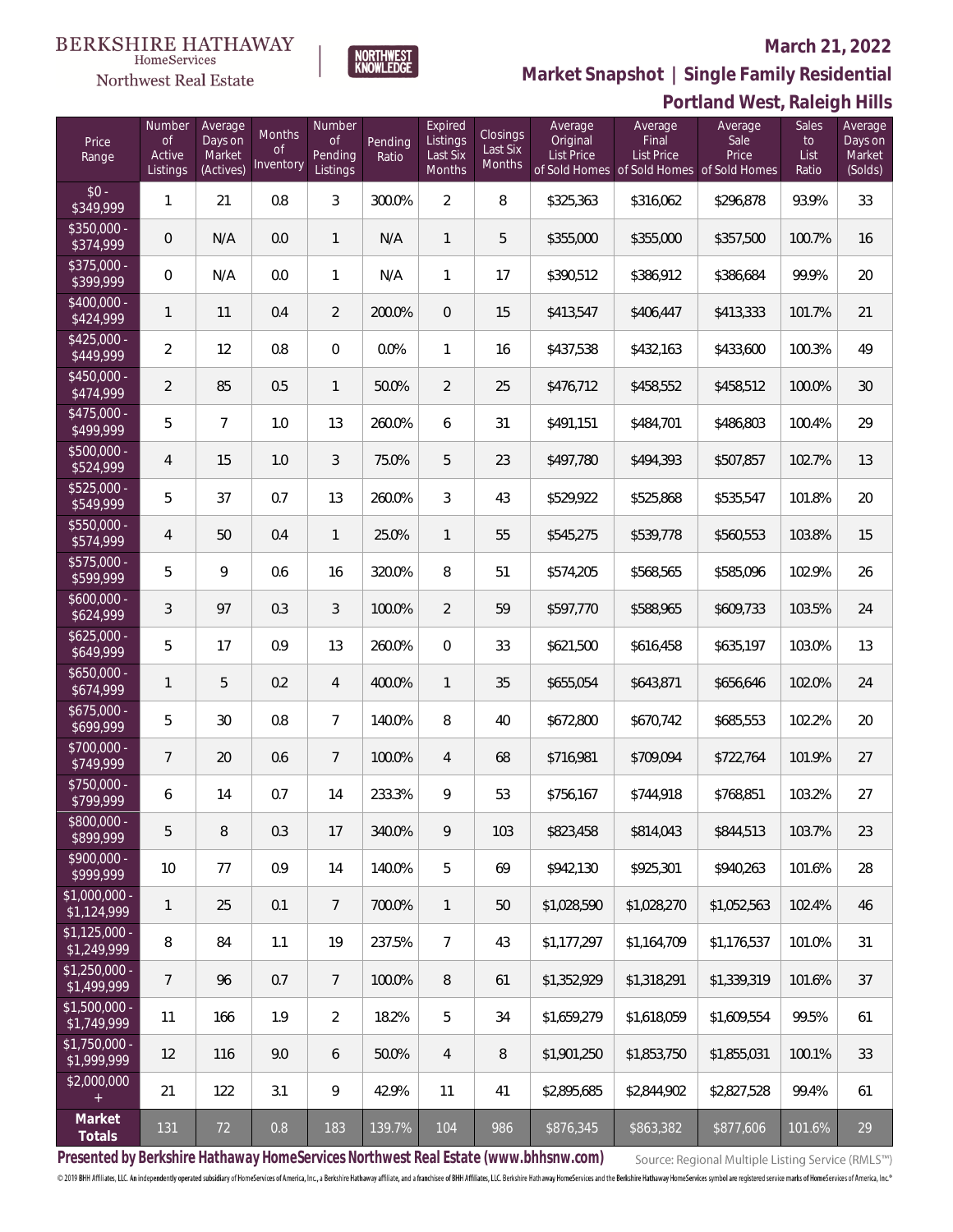BERKSHIRE HATHAWAY HomeServices

Northwest Real Estate

NORTHWEST KNOWLEDGE

March 21, 2022

## Market Snapshot | Single Family Residential

## Portland West, Raleigh Hills

| Price Range | Number of Active Listings | Average Days on Market (Actives) | Months of Inventory | Number of Pending Listings | Pending Ratio | Expired Listings Last Six Months | Closings Last Six Months | Average Original List Price of Sold Homes | Average Final List Price of Sold Homes | Average Sale Price of Sold Homes | Sales to List Ratio | Average Days on Market (Solds) |
|---|---|---|---|---|---|---|---|---|---|---|---|---|
| $0 - $349,999 | 1 | 21 | 0.8 | 3 | 300.0% | 2 | 8 | $325,363 | $316,062 | $296,878 | 93.9% | 33 |
| $350,000 - $374,999 | 0 | N/A | 0.0 | 1 | N/A | 1 | 5 | $355,000 | $355,000 | $357,500 | 100.7% | 16 |
| $375,000 - $399,999 | 0 | N/A | 0.0 | 1 | N/A | 1 | 17 | $390,512 | $386,912 | $386,684 | 99.9% | 20 |
| $400,000 - $424,999 | 1 | 11 | 0.4 | 2 | 200.0% | 0 | 15 | $413,547 | $406,447 | $413,333 | 101.7% | 21 |
| $425,000 - $449,999 | 2 | 12 | 0.8 | 0 | 0.0% | 1 | 16 | $437,538 | $432,163 | $433,600 | 100.3% | 49 |
| $450,000 - $474,999 | 2 | 85 | 0.5 | 1 | 50.0% | 2 | 25 | $476,712 | $458,552 | $458,512 | 100.0% | 30 |
| $475,000 - $499,999 | 5 | 7 | 1.0 | 13 | 260.0% | 6 | 31 | $491,151 | $484,701 | $486,803 | 100.4% | 29 |
| $500,000 - $524,999 | 4 | 15 | 1.0 | 3 | 75.0% | 5 | 23 | $497,780 | $494,393 | $507,857 | 102.7% | 13 |
| $525,000 - $549,999 | 5 | 37 | 0.7 | 13 | 260.0% | 3 | 43 | $529,922 | $525,868 | $535,547 | 101.8% | 20 |
| $550,000 - $574,999 | 4 | 50 | 0.4 | 1 | 25.0% | 1 | 55 | $545,275 | $539,778 | $560,553 | 103.8% | 15 |
| $575,000 - $599,999 | 5 | 9 | 0.6 | 16 | 320.0% | 8 | 51 | $574,205 | $568,565 | $585,096 | 102.9% | 26 |
| $600,000 - $624,999 | 3 | 97 | 0.3 | 3 | 100.0% | 2 | 59 | $597,770 | $588,965 | $609,733 | 103.5% | 24 |
| $625,000 - $649,999 | 5 | 17 | 0.9 | 13 | 260.0% | 0 | 33 | $621,500 | $616,458 | $635,197 | 103.0% | 13 |
| $650,000 - $674,999 | 1 | 5 | 0.2 | 4 | 400.0% | 1 | 35 | $655,054 | $643,871 | $656,646 | 102.0% | 24 |
| $675,000 - $699,999 | 5 | 30 | 0.8 | 7 | 140.0% | 8 | 40 | $672,800 | $670,742 | $685,553 | 102.2% | 20 |
| $700,000 - $749,999 | 7 | 20 | 0.6 | 7 | 100.0% | 4 | 68 | $716,981 | $709,094 | $722,764 | 101.9% | 27 |
| $750,000 - $799,999 | 6 | 14 | 0.7 | 14 | 233.3% | 9 | 53 | $756,167 | $744,918 | $768,851 | 103.2% | 27 |
| $800,000 - $899,999 | 5 | 8 | 0.3 | 17 | 340.0% | 9 | 103 | $823,458 | $814,043 | $844,513 | 103.7% | 23 |
| $900,000 - $999,999 | 10 | 77 | 0.9 | 14 | 140.0% | 5 | 69 | $942,130 | $925,301 | $940,263 | 101.6% | 28 |
| $1,000,000 - $1,124,999 | 1 | 25 | 0.1 | 7 | 700.0% | 1 | 50 | $1,028,590 | $1,028,270 | $1,052,563 | 102.4% | 46 |
| $1,125,000 - $1,249,999 | 8 | 84 | 1.1 | 19 | 237.5% | 7 | 43 | $1,177,297 | $1,164,709 | $1,176,537 | 101.0% | 31 |
| $1,250,000 - $1,499,999 | 7 | 96 | 0.7 | 7 | 100.0% | 8 | 61 | $1,352,929 | $1,318,291 | $1,339,319 | 101.6% | 37 |
| $1,500,000 - $1,749,999 | 11 | 166 | 1.9 | 2 | 18.2% | 5 | 34 | $1,659,279 | $1,618,059 | $1,609,554 | 99.5% | 61 |
| $1,750,000 - $1,999,999 | 12 | 116 | 9.0 | 6 | 50.0% | 4 | 8 | $1,901,250 | $1,853,750 | $1,855,031 | 100.1% | 33 |
| $2,000,000 + | 21 | 122 | 3.1 | 9 | 42.9% | 11 | 41 | $2,895,685 | $2,844,902 | $2,827,528 | 99.4% | 61 |
| **Market Totals** | 131 | 72 | 0.8 | 183 | 139.7% | 104 | 986 | $876,345 | $863,382 | $877,606 | 101.6% | 29 |

**Presented by Berkshire Hathaway HomeServices Northwest Real Estate (www.bhhsnw.com)**

Source: Regional Multiple Listing Service (RMLS™)

© 2019 BHH Affiliates, LLC. An independently operated subsidiary of HomeServices of America, Inc., a Berkshire Hathaway affiliate, and a franchisee of BHH Affiliates, LLC. Berkshire Hathaway HomeServices and the Berkshire Hathaway HomeServices symbol are registered service marks of HomeServices of America, Inc.®